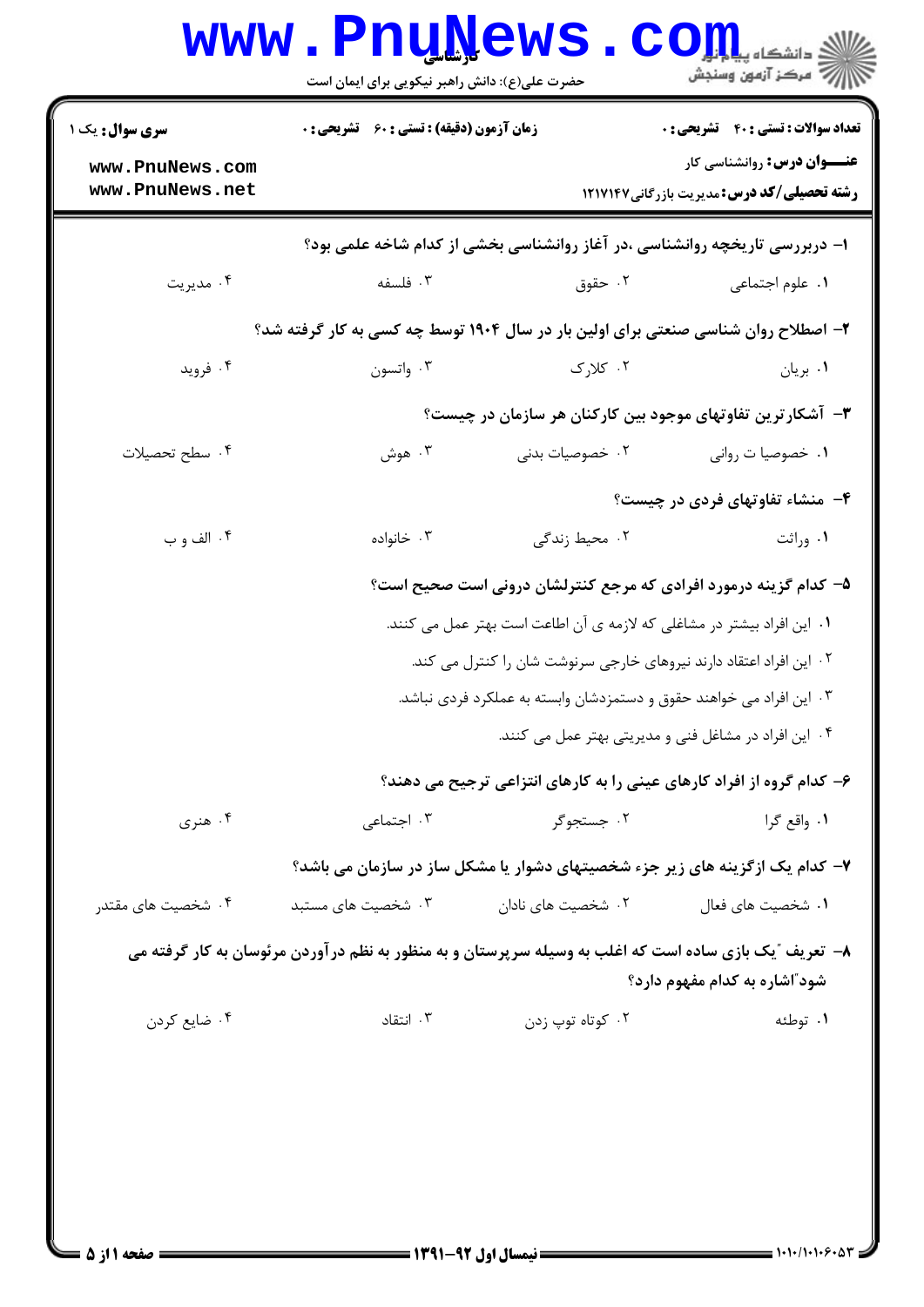**سری سوال:** یک ۱

**زمان آزمون (دقیقه) : تستی : ۶۰ تشریحی : ۰**

**تعداد سوالات : تستی : ۴۰ تشریحی : ۰**

**عنـــوان درس:** روانشناسی کار

**رشته تحصیلی/کد درس:** مدیریت بازرگانی ۱۲۱۷۱۴۷

۱- دربررسی تاریخچه روانشناسی ،در آغاز روانشناسی بخشی از کدام شاخه علمی بود؟

۱. علوم اجتماعی ۲. حقوق ۳. فلسفه ۴. مدیریت

۲- اصطلاح روان شناسی صنعتی برای اولین بار در سال ۱۹۰۴ توسط چه کسی به کار گرفته شد؟

۱. بریان ۲. کلارک ۳. واتسون ۴. فروید

۳- آشکارترین تفاوتهای موجود بین کارکنان هر سازمان در چیست؟

۱. خصوصیا ت روانی ۲. خصوصیات بدنی ۳. هوش ۴. سطح تحصیلات

۴- منشاء تفاوتهای فردی در چیست؟

۱. وراثت ۲. محیط زندگی ۳. خانواده ۴. الف و ب

۵- کدام گزینه درمورد افرادی که مرجع کنترلشان درونی است صحیح است؟

۱. این افراد بیشتر در مشاغلی که لازمه ی آن اطاعت است بهتر عمل می کنند.

۲. این افراد اعتقاد دارند نیروهای خارجی سرنوشت شان را کنترل می کند.

۳. این افراد می خواهند حقوق و دستمزدشان وابسته به عملکرد فردی نباشد.

۴. این افراد در مشاغل فنی و مدیریتی بهتر عمل می کنند.

۶- کدام گروه از افراد کارهای عینی را به کارهای انتزاعی ترجیح می دهند؟

۱. واقع گرا ۲. جستجوگر ۳. اجتماعی ۴. هنری

۷- کدام یک ازگزینه های زیر جزء شخصیتهای دشوار یا مشکل ساز در سازمان می باشد؟

۱. شخصیت های فعال ۲. شخصیت های نادان ۳. شخصیت های مستبد ۴. شخصیت های مقتدر

۸- تعریف "یک بازی ساده است که اغلب به وسیله سرپرستان و به منظور به نظم درآوردن مرئوسان به کار گرفته می شود"اشاره به کدام مفهوم دارد؟

۱. توطئه ۲. کوتاه توپ زدن ۳. انتقاد ۴. ضایع کردن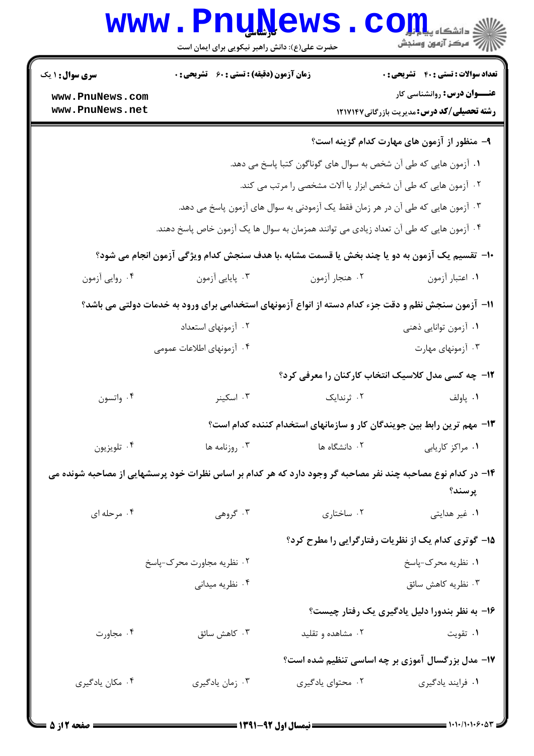۹- منظور از آزمون های مهارت کدام گزینه است؟

۱. آزمون هایی که طی آن شخص به سوال های گوناگون کتبا پاسخ می دهد.

۲. آزمون هایی که طی آن شخص ابزار یا آلات مشخصی را مرتب می کند.

۳. آزمون هایی که طی آن در هر زمان فقط یک آزمودنی به سوال های آزمون پاسخ می دهد.

۴. آزمون هایی که طی آن تعداد زیادی می توانند همزمان به سوال ها یک آزمون خاص پاسخ دهند.

۱۰- تقسیم یک آزمون به دو یا چند بخش یا قسمت مشابه ،با هدف سنجش کدام ویژگی آزمون انجام می شود؟

۱. اعتبار آزمون　　۲. هنجار آزمون　　۳. پایایی آزمون　　۴. روایی آزمون

۱۱- آزمون سنجش نظم و دقت جزء کدام دسته از انواع آزمونهای استخدامی برای ورود به خدمات دولتی می باشد؟

۱. آزمون توانایی ذهنی　　۲. آزمونهای استعداد

۳. آزمونهای مهارت　　۴. آزمونهای اطلاعات عمومی

۱۲- چه کسی مدل کلاسیک انتخاب کارکنان را معرفی کرد؟

۱. پاولف　　۲. ثرندایک　　۳. اسکینر　　۴. واتسون

۱۳- مهم ترین رابط بین جویندگان کار و سازمانهای استخدام کننده کدام است؟

۱. مراکز کاریابی　　۲. دانشگاه ها　　۳. روزنامه ها　　۴. تلویزیون

۱۴- در کدام نوع مصاحبه چند نفر مصاحبه گر وجود دارد که هر کدام بر اساس نظرات خود پرسشهایی از مصاحبه شونده می پرسند؟

۱. غیر هدایتی　　۲. ساختاری　　۳. گروهی　　۴. مرحله ای

۱۵- گوتری کدام یک از نظریات رفتارگرایی را مطرح کرد؟

۱. نظریه محرک-پاسخ　　۲. نظریه مجاورت محرک-پاسخ

۳. نظریه کاهش سائق　　۴. نظریه میدانی

۱۶- به نظر بندورا دلیل یادگیری یک رفتار چیست؟

۱. تقویت　　۲. مشاهده و تقلید　　۳. کاهش سائق　　۴. مجاورت

۱۷- مدل بزرگسال آموزی بر چه اساسی تنظیم شده است؟

۱. فرایند یادگیری　　۲. محتوای یادگیری　　۳. زمان یادگیری　　۴. مکان یادگیری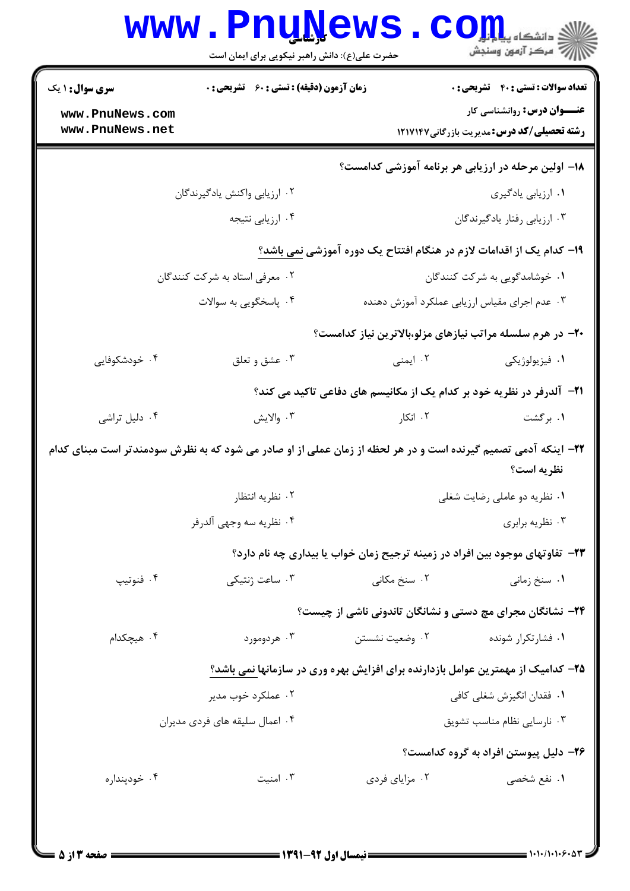**تعداد سوالات : تستی : ۴۰ تشریحی : ۰** | **زمان آزمون (دقیقه) : تستی : ۶۰ تشریحی : ۰** | **سری سوال : ۱ یک**

**عنـــوان درس:** روانشناسی کار

**رشته تحصیلی/کد درس:** مدیریت بازرگانی ۱۲۱۷۱۴۷

**۱۸- اولین مرحله در ارزیابی هر برنامه آموزشی کدامست؟**

۱. ارزیابی یادگیری
۲. ارزیابی واکنش یادگیرندگان
۳. ارزیابی رفتار یادگیرندگان
۴. ارزیابی نتیجه

**۱۹- کدام یک از اقدامات لازم در هنگام افتتاح یک دوره آموزشی نمی باشد؟**

۱. خوشامدگویی به شرکت کنندگان
۲. معرفی استاد به شرکت کنندگان
۳. عدم اجرای مقیاس ارزیابی عملکرد آموزش دهنده
۴. پاسخگویی به سوالات

**۲۰- در هرم سلسله مراتب نیازهای مزلو،بالاترین نیاز کدامست؟**

۱. فیزیولوژیکی
۲. ایمنی
۳. عشق و تعلق
۴. خودشکوفایی

**۲۱- آلدرفر در نظریه خود بر کدام یک از مکانیسم های دفاعی تاکید می کند؟**

۱. برگشت
۲. انکار
۳. والایش
۴. دلیل تراشی

**۲۲- اینکه آدمی تصمیم گیرنده است و در هر لحظه از زمان عملی از او صادر می شود که به نظرش سودمندتر است مبنای کدام نظریه است؟**

۱. نظریه دو عاملی رضایت شغلی
۲. نظریه انتظار
۳. نظریه برابری
۴. نظریه سه وجهی آلدرفر

**۲۳- تفاوتهای موجود بین افراد در زمینه ترجیح زمان خواب یا بیداری چه نام دارد؟**

۱. سنخ زمانی
۲. سنخ مکانی
۳. ساعت ژنتیکی
۴. فنوتیپ

**۲۴- نشانگان مجرای مچ دستی و نشانگان تاندونی ناشی از چیست؟**

۱. فشارتکرار شونده
۲. وضعیت نشستن
۳. هردومورد
۴. هیچکدام

**۲۵- کدامیک از مهمترین عوامل بازدارنده برای افزایش بهره وری در سازمانها نمی باشد؟**

۱. فقدان انگیزش شغلی کافی
۲. عملکرد خوب مدیر
۳. نارسایی نظام مناسب تشویق
۴. اعمال سلیقه های فردی مدیران

**۲۶- دلیل پیوستن افراد به گروه کدامست؟**

۱. نفع شخصی
۲. مزایای فردی
۳. امنیت
۴. خودپنداره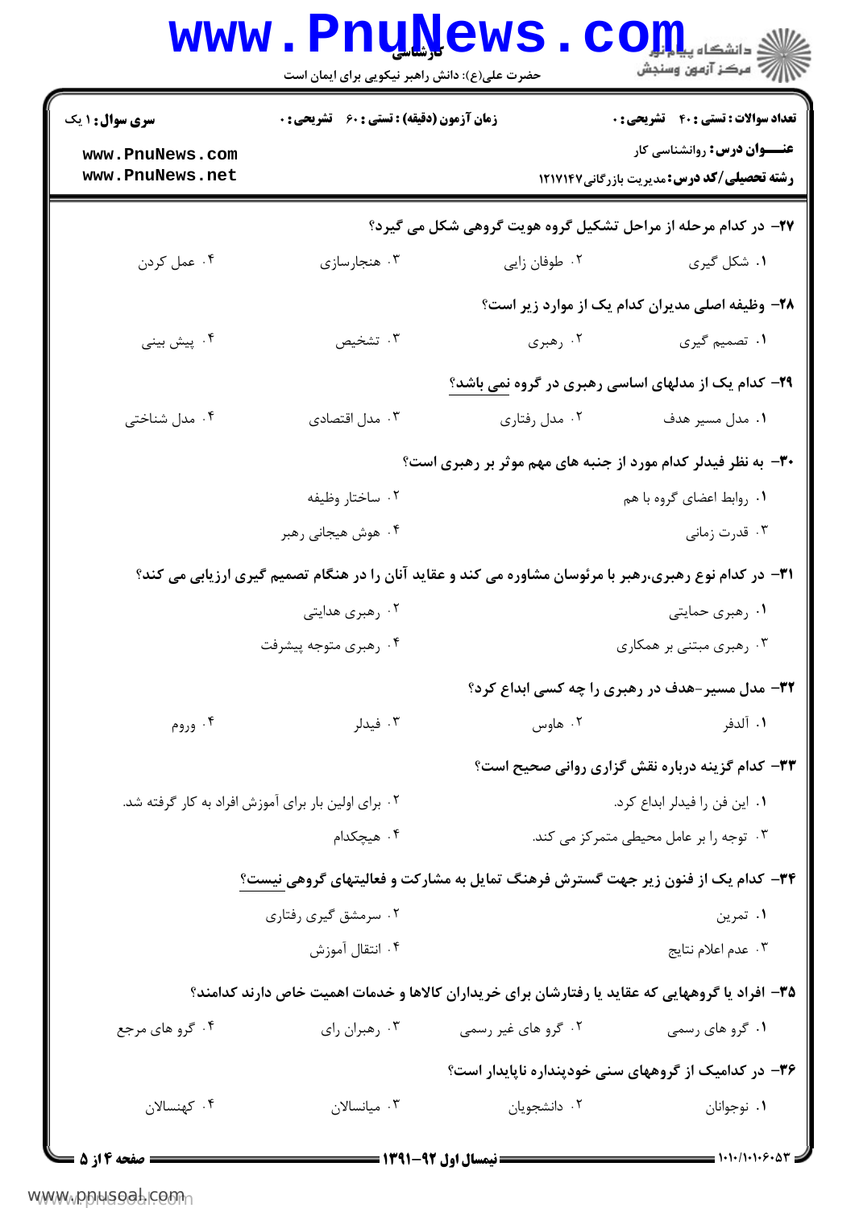**سری سوال:** ۱ یک | **زمان آزمون (دقیقه) : تستی :** ۶۰ **تشریحی :** ۰ | **تعداد سوالات : تستی :** ۴۰ **تشریحی :** ۰

**عنـــوان درس:** روانشناسی کار

**رشته تحصیلی/کد درس:** مدیریت بازرگانی ۱۲۱۷۱۴۷

**۲۷-** در کدام مرحله از مراحل تشکیل گروه هویت گروهی شکل می گیرد؟

۱. شکل گیری
۲. طوفان زایی
۳. هنجارسازی
۴. عمل کردن

**۲۸-** وظیفه اصلی مدیران کدام یک از موارد زیر است؟

۱. تصمیم گیری
۲. رهبری
۳. تشخیص
۴. پیش بینی

**۲۹-** کدام یک از مدلهای اساسی رهبری در گروه نمی باشد؟

۱. مدل مسیر هدف
۲. مدل رفتاری
۳. مدل اقتصادی
۴. مدل شناختی

**۳۰-** به نظر فیدلر کدام مورد از جنبه های مهم موثر بر رهبری است؟

۱. روابط اعضای گروه با هم
۲. ساختار وظیفه
۳. قدرت زمانی
۴. هوش هیجانی رهبر

**۳۱-** در کدام نوع رهبری،رهبر با مرئوسان مشاوره می کند و عقاید آنان را در هنگام تصمیم گیری ارزیابی می کند؟

۱. رهبری حمایتی
۲. رهبری هدایتی
۳. رهبری مبتنی بر همکاری
۴. رهبری متوجه پیشرفت

**۳۲-** مدل مسیر-هدف در رهبری را چه کسی ابداع کرد؟

۱. آلدفر
۲. هاوس
۳. فیدلر
۴. وروم

**۳۳-** کدام گزینه درباره نقش گزاری روانی صحیح است؟

۱. این فن را فیدلر ابداع کرد.
۲. برای اولین بار برای آموزش افراد به کار گرفته شد.
۳. توجه را بر عامل محیطی متمرکز می کند.
۴. هیچکدام

**۳۴-** کدام یک از فنون زیر جهت گسترش فرهنگ تمایل به مشارکت و فعالیتهای گروهی نیست؟

۱. تمرین
۲. سرمشق گیری رفتاری
۳. عدم اعلام نتایج
۴. انتقال آموزش

**۳۵-** افراد یا گروههایی که عقاید یا رفتارشان برای خریداران کالاها و خدمات اهمیت خاص دارند کدامند؟

۱. گرو های رسمی
۲. گرو های غیر رسمی
۳. رهبران رای
۴. گرو های مرجع

**۳۶-** در کدامیک از گروههای سنی خودپنداره ناپایدار است؟

۱. نوجوانان
۲. دانشجویان
۳. میانسالان
۴. کهنسالان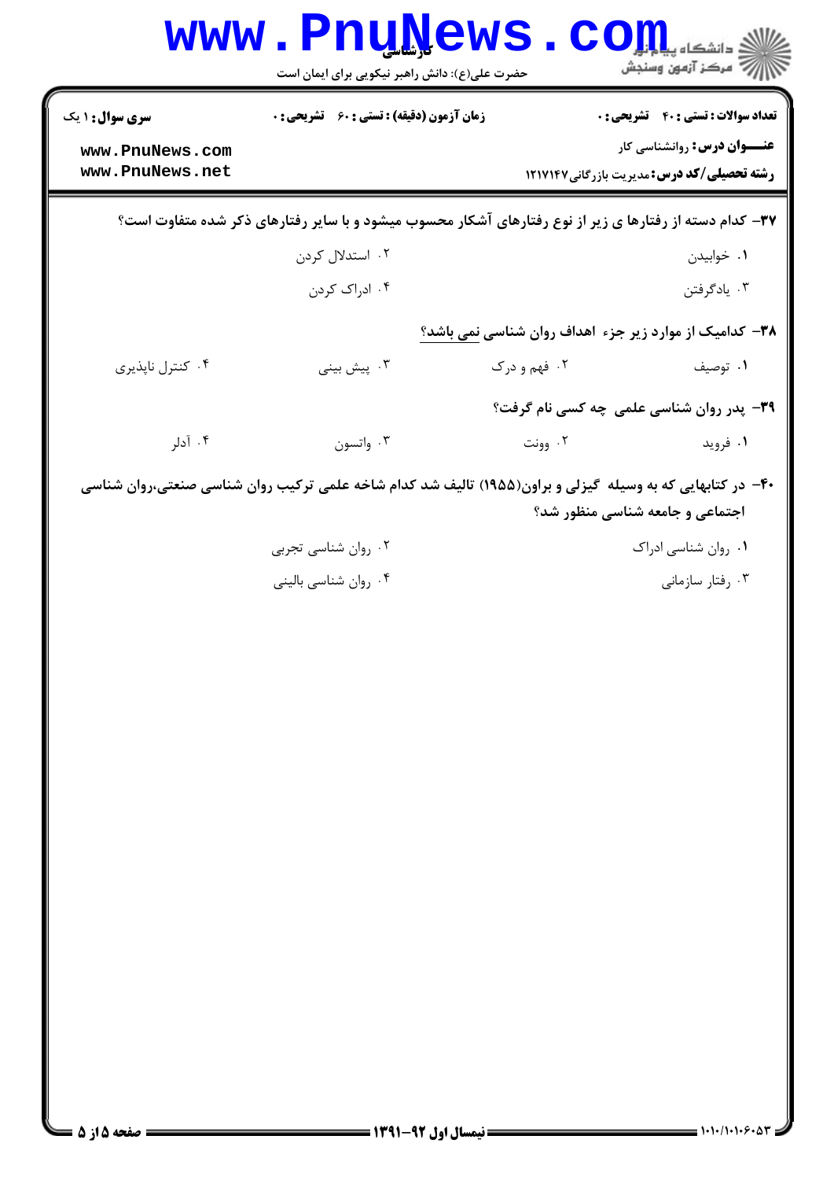**۳۷- کدام دسته از رفتارها ی زیر از نوع رفتارهای آشکار محسوب میشود و با سایر رفتارهای ذکر شده متفاوت است؟**

۱. خوابیدن

۲. استدلال کردن

۳. یادگرفتن

۴. ادراک کردن

**۳۸- کدامیک از موارد زیر جزء اهداف روان شناسی نمی باشد؟**

۱. توصیف

۲. فهم و درک

۳. پیش بینی

۴. کنترل ناپذیری

**۳۹- پدر روان شناسی علمی چه کسی نام گرفت؟**

۱. فروید

۲. وونت

۳. واتسون

۴. آدلر

**۴۰- در کتابهایی که به وسیله گیزلی و براون(۱۹۵۵) تالیف شد کدام شاخه علمی ترکیب روان شناسی صنعتی،روان شناسی اجتماعی و جامعه شناسی منظور شد؟**

۱. روان شناسی ادراک

۲. روان شناسی تجربی

۳. رفتار سازمانی

۴. روان شناسی بالینی